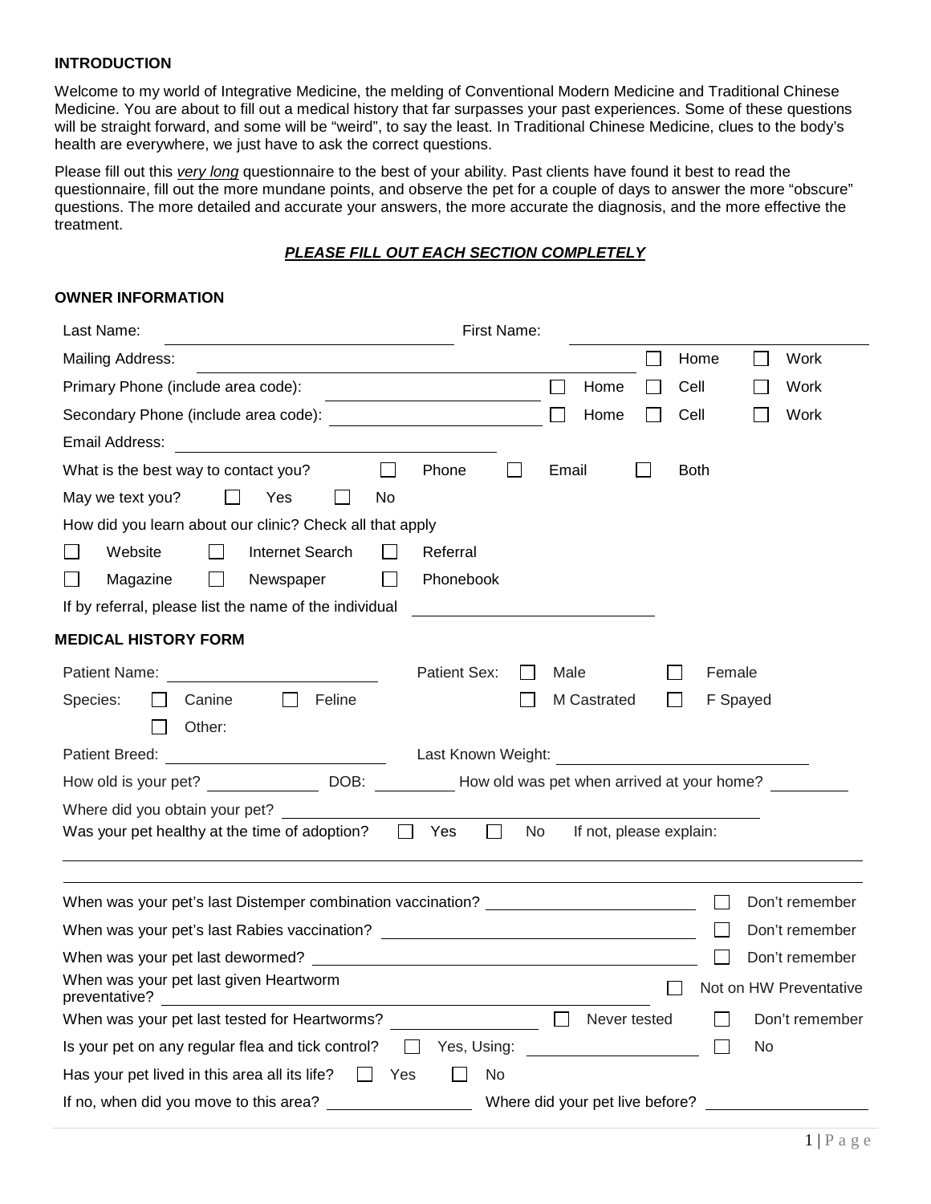## INTRODUCTION

Welcome to my world of Integrative Medicine, the melding of Conventional Modern Medicine and Traditional Chinese Medicine. You are about to fill out a medical history that far surpasses your past experiences. Some of these questions will be straight forward, and some will be "weird", to say the least. In Traditional Chinese Medicine, clues to the body's health are everywhere, we just have to ask the correct questions.

Please fill out this ***very long*** questionnaire to the best of your ability. Past clients have found it best to read the questionnaire, fill out the more mundane points, and observe the pet for a couple of days to answer the more "obscure" questions. The more detailed and accurate your answers, the more accurate the diagnosis, and the more effective the treatment.

***PLEASE FILL OUT EACH SECTION COMPLETELY***

## OWNER INFORMATION

Last Name: ______________________ First Name: ______________________

Mailing Address: ______________________ ☐ Home ☐ Work

Primary Phone (include area code): ______________ ☐ Home ☐ Cell ☐ Work

Secondary Phone (include area code): ______________ ☐ Home ☐ Cell ☐ Work

Email Address: ______________________

What is the best way to contact you? ☐ Phone ☐ Email ☐ Both

May we text you? ☐ Yes ☐ No

How did you learn about our clinic? Check all that apply

☐ Website ☐ Internet Search ☐ Referral

☐ Magazine ☐ Newspaper ☐ Phonebook

If by referral, please list the name of the individual ______________________

## MEDICAL HISTORY FORM

Patient Name: ______________ Patient Sex: ☐ Male ☐ Female

Species: ☐ Canine ☐ Feline ☐ M Castrated ☐ F Spayed

☐ Other:

Patient Breed: ______________ Last Known Weight: ______________

How old is your pet? __________ DOB: __________ How old was pet when arrived at your home? __________

Where did you obtain your pet? ______________________

Was your pet healthy at the time of adoption? ☐ Yes ☐ No If not, please explain:

______________________________________________________________________

______________________________________________________________________

When was your pet's last Distemper combination vaccination? ______________ ☐ Don't remember

When was your pet's last Rabies vaccination? ______________ ☐ Don't remember

When was your pet last dewormed? ______________ ☐ Don't remember

When was your pet last given Heartworm preventative? ______________ ☐ Not on HW Preventative

When was your pet last tested for Heartworms? ______________ ☐ Never tested ☐ Don't remember

Is your pet on any regular flea and tick control? ☐ Yes, Using: ______________ ☐ No

Has your pet lived in this area all its life? ☐ Yes ☐ No

If no, when did you move to this area? ______________ Where did your pet live before? ______________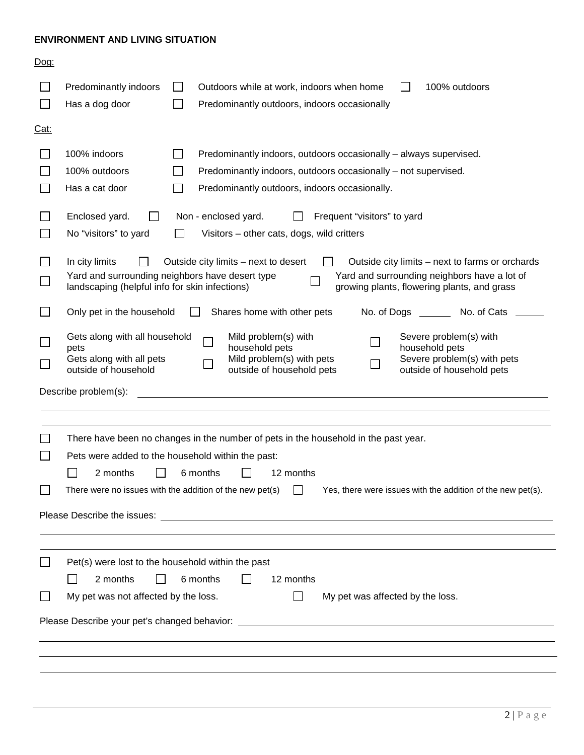**ENVIRONMENT AND LIVING SITUATION**

Dog:

- ☐ Predominantly indoors ☐ Outdoors while at work, indoors when home ☐ 100% outdoors
- ☐ Has a dog door ☐ Predominantly outdoors, indoors occasionally

Cat:

- ☐ 100% indoors ☐ Predominantly indoors, outdoors occasionally – always supervised.
- ☐ 100% outdoors ☐ Predominantly indoors, outdoors occasionally – not supervised.
- ☐ Has a cat door ☐ Predominantly outdoors, indoors occasionally.

- ☐ Enclosed yard. ☐ Non - enclosed yard. ☐ Frequent "visitors" to yard
- ☐ No "visitors" to yard ☐ Visitors – other cats, dogs, wild critters

- ☐ In city limits ☐ Outside city limits – next to desert ☐ Outside city limits – next to farms or orchards
- ☐ Yard and surrounding neighbors have desert type landscaping (helpful info for skin infections) ☐ Yard and surrounding neighbors have a lot of growing plants, flowering plants, and grass

- ☐ Only pet in the household ☐ Shares home with other pets No. of Dogs ______ No. of Cats ______

- ☐ Gets along with all household pets ☐ Mild problem(s) with household pets ☐ Severe problem(s) with household pets
- ☐ Gets along with all pets outside of household ☐ Mild problem(s) with pets outside of household pets ☐ Severe problem(s) with pets outside of household pets

Describe problem(s): ______________________________________________

______________________________________________

______________________________________________

- ☐ There have been no changes in the number of pets in the household in the past year.
- ☐ Pets were added to the household within the past:
  - ☐ 2 months ☐ 6 months ☐ 12 months
- ☐ There were no issues with the addition of the new pet(s) ☐ Yes, there were issues with the addition of the new pet(s).

Please Describe the issues: ______________________________________________

______________________________________________

______________________________________________

- ☐ Pet(s) were lost to the household within the past
  - ☐ 2 months ☐ 6 months ☐ 12 months
- ☐ My pet was not affected by the loss. ☐ My pet was affected by the loss.

Please Describe your pet's changed behavior: ______________________________________________

______________________________________________

______________________________________________

______________________________________________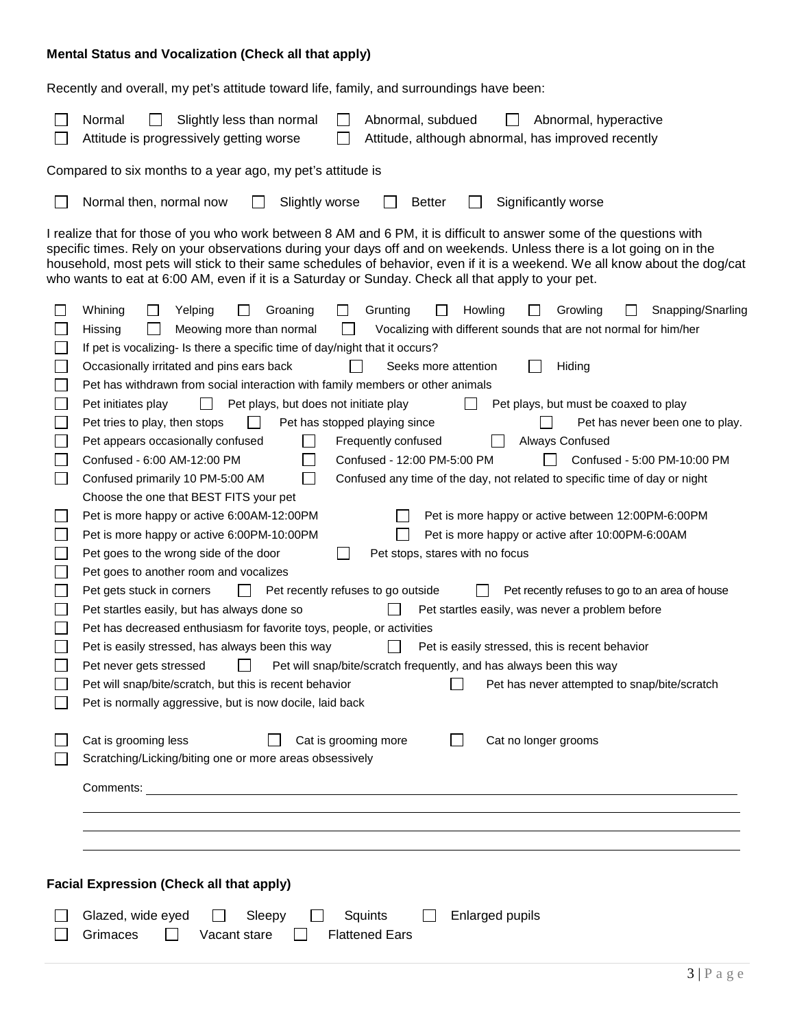**Mental Status and Vocalization (Check all that apply)**

Recently and overall, my pet's attitude toward life, family, and surroundings have been:

- ☐ Normal ☐ Slightly less than normal ☐ Abnormal, subdued ☐ Abnormal, hyperactive
- ☐ Attitude is progressively getting worse ☐ Attitude, although abnormal, has improved recently

Compared to six months to a year ago, my pet's attitude is

- ☐ Normal then, normal now ☐ Slightly worse ☐ Better ☐ Significantly worse

I realize that for those of you who work between 8 AM and 6 PM, it is difficult to answer some of the questions with specific times. Rely on your observations during your days off and on weekends. Unless there is a lot going on in the household, most pets will stick to their same schedules of behavior, even if it is a weekend. We all know about the dog/cat who wants to eat at 6:00 AM, even if it is a Saturday or Sunday. Check all that apply to your pet.

- ☐ Whining ☐ Yelping ☐ Groaning ☐ Grunting ☐ Howling ☐ Growling ☐ Snapping/Snarling
- ☐ Hissing ☐ Meowing more than normal ☐ Vocalizing with different sounds that are not normal for him/her
- ☐ If pet is vocalizing- Is there a specific time of day/night that it occurs?
- ☐ Occasionally irritated and pins ears back ☐ Seeks more attention ☐ Hiding
- ☐ Pet has withdrawn from social interaction with family members or other animals
- ☐ Pet initiates play ☐ Pet plays, but does not initiate play ☐ Pet plays, but must be coaxed to play
- ☐ Pet tries to play, then stops ☐ Pet has stopped playing since ☐ Pet has never been one to play.
- ☐ Pet appears occasionally confused ☐ Frequently confused ☐ Always Confused
- ☐ Confused - 6:00 AM-12:00 PM ☐ Confused - 12:00 PM-5:00 PM ☐ Confused - 5:00 PM-10:00 PM
- ☐ Confused primarily 10 PM-5:00 AM ☐ Confused any time of the day, not related to specific time of day or night

Choose the one that BEST FITS your pet

- ☐ Pet is more happy or active 6:00AM-12:00PM ☐ Pet is more happy or active between 12:00PM-6:00PM
- ☐ Pet is more happy or active 6:00PM-10:00PM ☐ Pet is more happy or active after 10:00PM-6:00AM
- ☐ Pet goes to the wrong side of the door ☐ Pet stops, stares with no focus
- ☐ Pet goes to another room and vocalizes
- ☐ Pet gets stuck in corners ☐ Pet recently refuses to go outside ☐ Pet recently refuses to go to an area of house
- ☐ Pet startles easily, but has always done so ☐ Pet startles easily, was never a problem before
- ☐ Pet has decreased enthusiasm for favorite toys, people, or activities
- ☐ Pet is easily stressed, has always been this way ☐ Pet is easily stressed, this is recent behavior
- ☐ Pet never gets stressed ☐ Pet will snap/bite/scratch frequently, and has always been this way
- ☐ Pet will snap/bite/scratch, but this is recent behavior ☐ Pet has never attempted to snap/bite/scratch
- ☐ Pet is normally aggressive, but is now docile, laid back

- ☐ Cat is grooming less ☐ Cat is grooming more ☐ Cat no longer grooms
- ☐ Scratching/Licking/biting one or more areas obsessively

Comments: ______________________________________________

______________________________________________

______________________________________________

______________________________________________

**Facial Expression (Check all that apply)**

- ☐ Glazed, wide eyed ☐ Sleepy ☐ Squints ☐ Enlarged pupils
- ☐ Grimaces ☐ Vacant stare ☐ Flattened Ears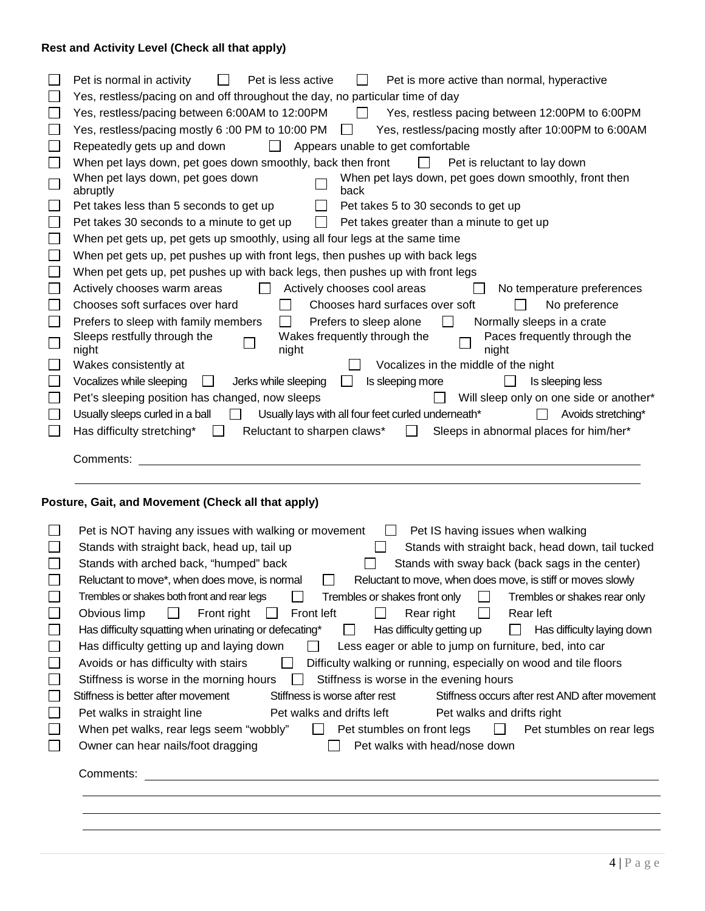**Rest and Activity Level (Check all that apply)**

- ☐ Pet is normal in activity ☐ Pet is less active ☐ Pet is more active than normal, hyperactive
- ☐ Yes, restless/pacing on and off throughout the day, no particular time of day
- ☐ Yes, restless/pacing between 6:00AM to 12:00PM ☐ Yes, restless pacing between 12:00PM to 6:00PM
- ☐ Yes, restless/pacing mostly 6 :00 PM to 10:00 PM ☐ Yes, restless/pacing mostly after 10:00PM to 6:00AM
- ☐ Repeatedly gets up and down ☐ Appears unable to get comfortable
- ☐ When pet lays down, pet goes down smoothly, back then front ☐ Pet is reluctant to lay down
- ☐ When pet lays down, pet goes down abruptly ☐ When pet lays down, pet goes down smoothly, front then back
- ☐ Pet takes less than 5 seconds to get up ☐ Pet takes 5 to 30 seconds to get up
- ☐ Pet takes 30 seconds to a minute to get up ☐ Pet takes greater than a minute to get up
- ☐ When pet gets up, pet gets up smoothly, using all four legs at the same time
- ☐ When pet gets up, pet pushes up with front legs, then pushes up with back legs
- ☐ When pet gets up, pet pushes up with back legs, then pushes up with front legs
- ☐ Actively chooses warm areas ☐ Actively chooses cool areas ☐ No temperature preferences
- ☐ Chooses soft surfaces over hard ☐ Chooses hard surfaces over soft ☐ No preference
- ☐ Prefers to sleep with family members ☐ Prefers to sleep alone ☐ Normally sleeps in a crate
- ☐ Sleeps restfully through the night ☐ Wakes frequently through the night ☐ Paces frequently through the night
- ☐ Wakes consistently at ☐ Vocalizes in the middle of the night
- ☐ Vocalizes while sleeping ☐ Jerks while sleeping ☐ Is sleeping more ☐ Is sleeping less
- ☐ Pet's sleeping position has changed, now sleeps ☐ Will sleep only on one side or another*
- ☐ Usually sleeps curled in a ball ☐ Usually lays with all four feet curled underneath* ☐ Avoids stretching*
- ☐ Has difficulty stretching* ☐ Reluctant to sharpen claws* ☐ Sleeps in abnormal places for him/her*

Comments: ______________________________________________

______________________________________________

**Posture, Gait, and Movement (Check all that apply)**

- ☐ Pet is NOT having any issues with walking or movement ☐ Pet IS having issues when walking
- ☐ Stands with straight back, head up, tail up ☐ Stands with straight back, head down, tail tucked
- ☐ Stands with arched back, "humped" back ☐ Stands with sway back (back sags in the center)
- ☐ Reluctant to move*, when does move, is normal ☐ Reluctant to move, when does move, is stiff or moves slowly
- ☐ Trembles or shakes both front and rear legs ☐ Trembles or shakes front only ☐ Trembles or shakes rear only
- ☐ Obvious limp ☐ Front right ☐ Front left ☐ Rear right ☐ Rear left
- ☐ Has difficulty squatting when urinating or defecating* ☐ Has difficulty getting up ☐ Has difficulty laying down
- ☐ Has difficulty getting up and laying down ☐ Less eager or able to jump on furniture, bed, into car
- ☐ Avoids or has difficulty with stairs ☐ Difficulty walking or running, especially on wood and tile floors
- ☐ Stiffness is worse in the morning hours ☐ Stiffness is worse in the evening hours
- ☐ Stiffness is better after movement Stiffness is worse after rest Stiffness occurs after rest AND after movement
- ☐ Pet walks in straight line Pet walks and drifts left Pet walks and drifts right
- ☐ When pet walks, rear legs seem "wobbly" ☐ Pet stumbles on front legs ☐ Pet stumbles on rear legs
- ☐ Owner can hear nails/foot dragging ☐ Pet walks with head/nose down

Comments: ______________________________________________

______________________________________________

______________________________________________

______________________________________________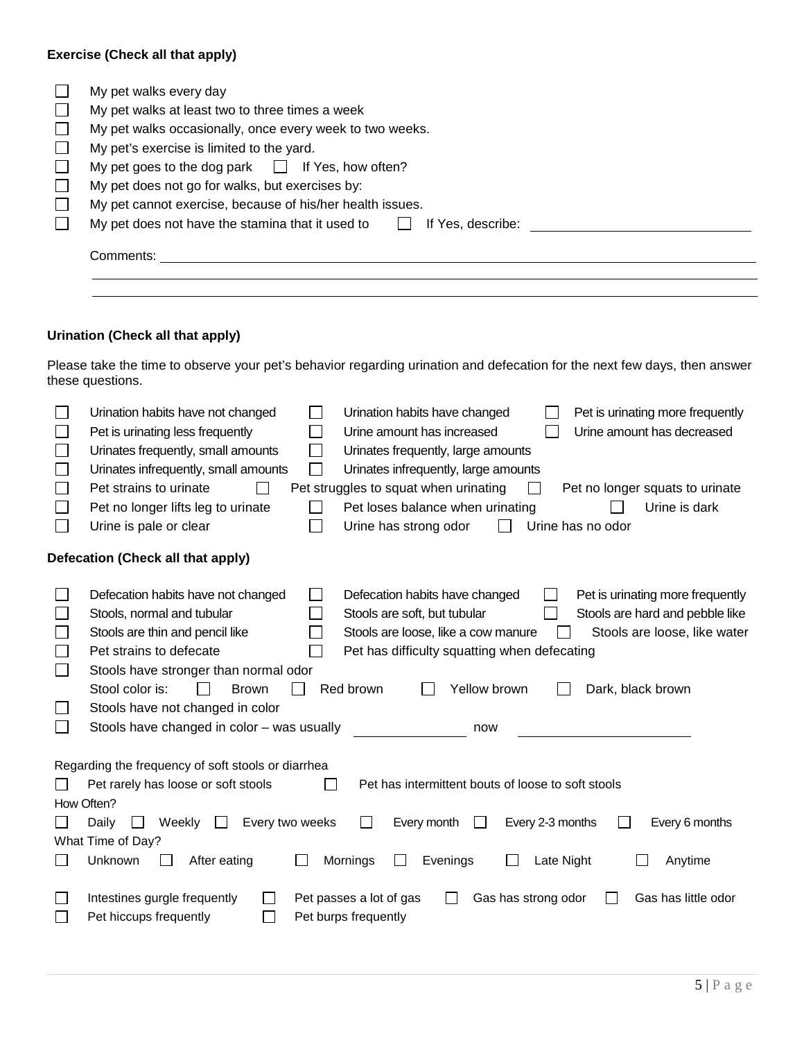**Exercise (Check all that apply)**

- ☐ My pet walks every day
- ☐ My pet walks at least two to three times a week
- ☐ My pet walks occasionally, once every week to two weeks.
- ☐ My pet's exercise is limited to the yard.
- ☐ My pet goes to the dog park ☐ If Yes, how often?
- ☐ My pet does not go for walks, but exercises by:
- ☐ My pet cannot exercise, because of his/her health issues.
- ☐ My pet does not have the stamina that it used to ☐ If Yes, describe: ______________________________

Comments: ______________________________________________________________________________

_____________________________________________________________________________________

_____________________________________________________________________________________

**Urination (Check all that apply)**

Please take the time to observe your pet's behavior regarding urination and defecation for the next few days, then answer these questions.

☐ Urination habits have not changed ☐ Urination habits have changed ☐ Pet is urinating more frequently
☐ Pet is urinating less frequently ☐ Urine amount has increased ☐ Urine amount has decreased
☐ Urinates frequently, small amounts ☐ Urinates frequently, large amounts
☐ Urinates infrequently, small amounts ☐ Urinates infrequently, large amounts
☐ Pet strains to urinate ☐ Pet struggles to squat when urinating ☐ Pet no longer squats to urinate
☐ Pet no longer lifts leg to urinate ☐ Pet loses balance when urinating ☐ Urine is dark
☐ Urine is pale or clear ☐ Urine has strong odor ☐ Urine has no odor

**Defecation (Check all that apply)**

☐ Defecation habits have not changed ☐ Defecation habits have changed ☐ Pet is urinating more frequently
☐ Stools, normal and tubular ☐ Stools are soft, but tubular ☐ Stools are hard and pebble like
☐ Stools are thin and pencil like ☐ Stools are loose, like a cow manure ☐ Stools are loose, like water
☐ Pet strains to defecate ☐ Pet has difficulty squatting when defecating
☐ Stools have stronger than normal odor
Stool color is: ☐ Brown ☐ Red brown ☐ Yellow brown ☐ Dark, black brown
☐ Stools have not changed in color
☐ Stools have changed in color – was usually ______________ now ______________________

Regarding the frequency of soft stools or diarrhea
☐ Pet rarely has loose or soft stools ☐ Pet has intermittent bouts of loose to soft stools
How Often?
☐ Daily ☐ Weekly ☐ Every two weeks ☐ Every month ☐ Every 2-3 months ☐ Every 6 months
What Time of Day?
☐ Unknown ☐ After eating ☐ Mornings ☐ Evenings ☐ Late Night ☐ Anytime

☐ Intestines gurgle frequently ☐ Pet passes a lot of gas ☐ Gas has strong odor ☐ Gas has little odor
☐ Pet hiccups frequently ☐ Pet burps frequently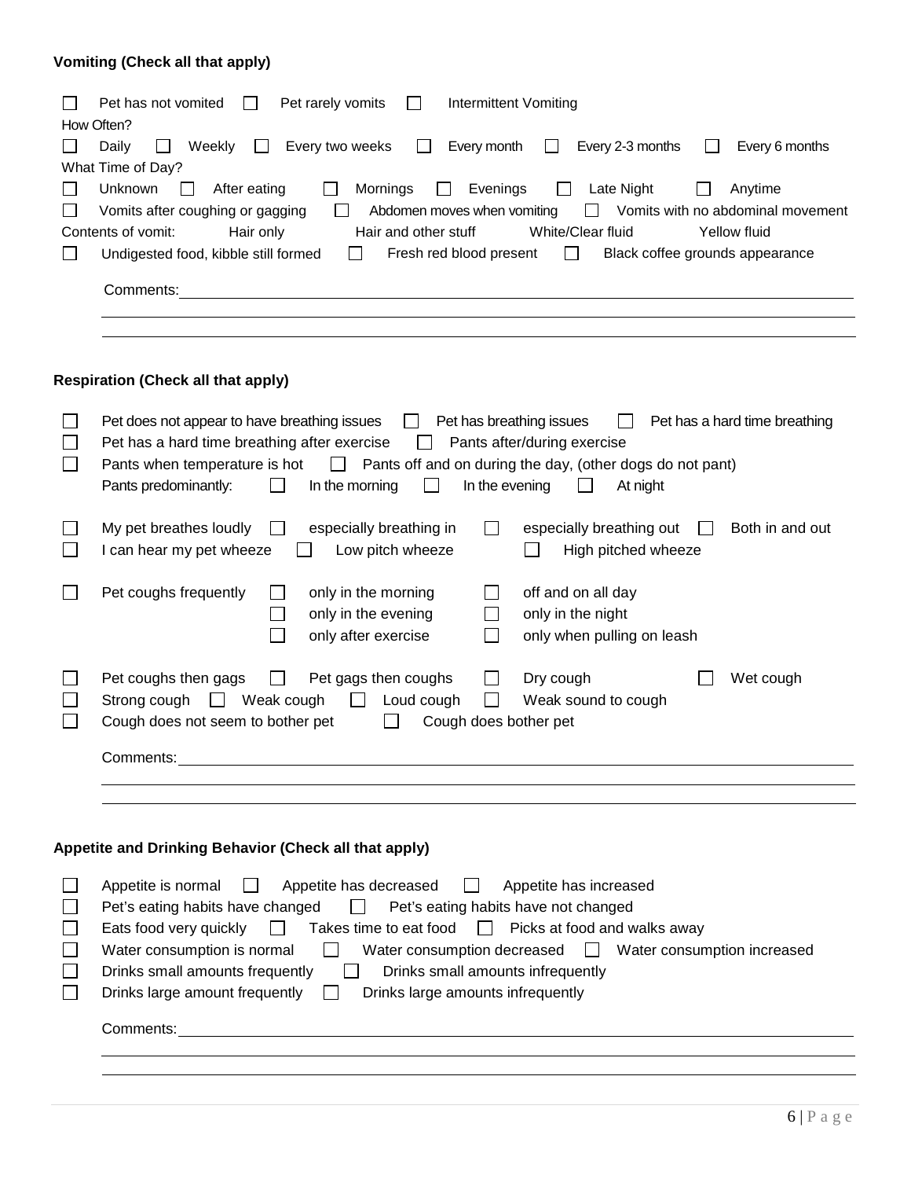**Vomiting (Check all that apply)**

☐ Pet has not vomited ☐ Pet rarely vomits ☐ Intermittent Vomiting

How Often?

☐ Daily ☐ Weekly ☐ Every two weeks ☐ Every month ☐ Every 2-3 months ☐ Every 6 months

What Time of Day?

☐ Unknown ☐ After eating ☐ Mornings ☐ Evenings ☐ Late Night ☐ Anytime

☐ Vomits after coughing or gagging ☐ Abdomen moves when vomiting ☐ Vomits with no abdominal movement

Contents of vomit: Hair only Hair and other stuff White/Clear fluid Yellow fluid

☐ Undigested food, kibble still formed ☐ Fresh red blood present ☐ Black coffee grounds appearance

Comments: ____________________________________________

____________________________________________

____________________________________________

**Respiration (Check all that apply)**

☐ Pet does not appear to have breathing issues ☐ Pet has breathing issues ☐ Pet has a hard time breathing

☐ Pet has a hard time breathing after exercise ☐ Pants after/during exercise

☐ Pants when temperature is hot ☐ Pants off and on during the day, (other dogs do not pant)

Pants predominantly: ☐ In the morning ☐ In the evening ☐ At night

☐ My pet breathes loudly ☐ especially breathing in ☐ especially breathing out ☐ Both in and out

☐ I can hear my pet wheeze ☐ Low pitch wheeze ☐ High pitched wheeze

☐ Pet coughs frequently ☐ only in the morning ☐ off and on all day

☐ only in the evening ☐ only in the night

☐ only after exercise ☐ only when pulling on leash

☐ Pet coughs then gags ☐ Pet gags then coughs ☐ Dry cough ☐ Wet cough

☐ Strong cough ☐ Weak cough ☐ Loud cough ☐ Weak sound to cough

☐ Cough does not seem to bother pet ☐ Cough does bother pet

Comments: ____________________________________________

____________________________________________

____________________________________________

**Appetite and Drinking Behavior (Check all that apply)**

☐ Appetite is normal ☐ Appetite has decreased ☐ Appetite has increased

☐ Pet's eating habits have changed ☐ Pet's eating habits have not changed

☐ Eats food very quickly ☐ Takes time to eat food ☐ Picks at food and walks away

☐ Water consumption is normal ☐ Water consumption decreased ☐ Water consumption increased

☐ Drinks small amounts frequently ☐ Drinks small amounts infrequently

☐ Drinks large amount frequently ☐ Drinks large amounts infrequently

Comments: ____________________________________________

____________________________________________

____________________________________________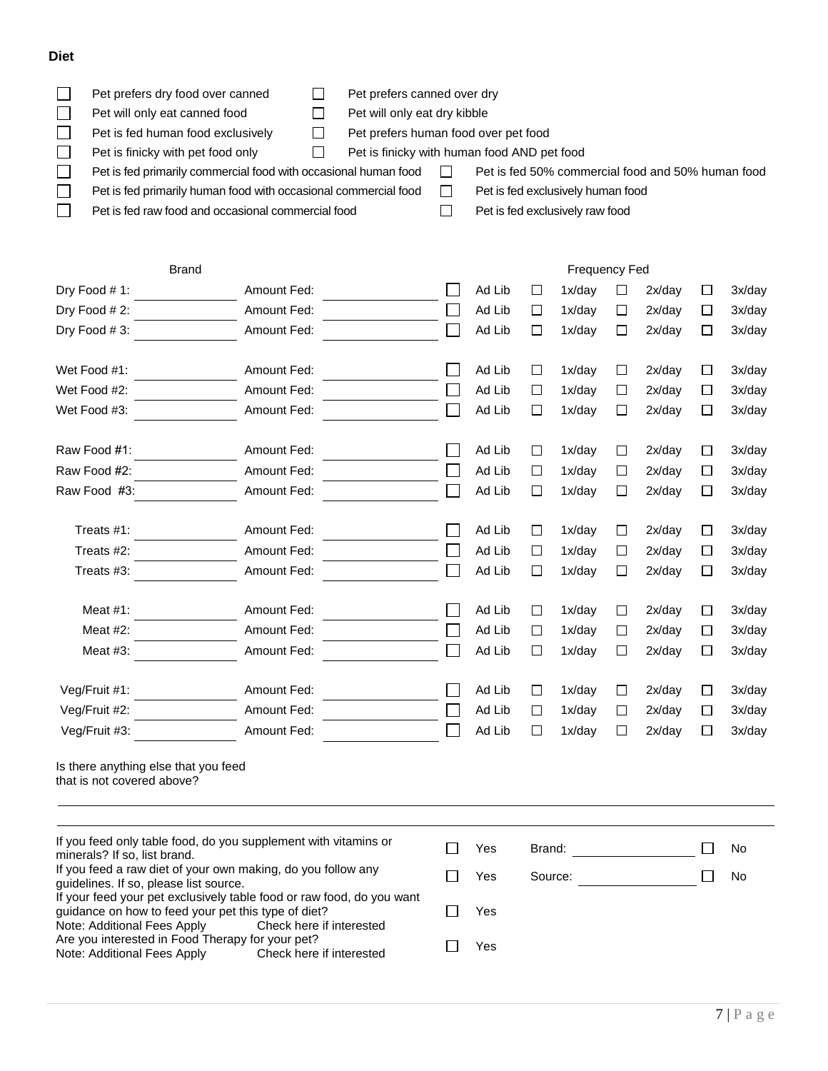**Diet**

- ☐ Pet prefers dry food over canned
- ☐ Pet prefers canned over dry
- ☐ Pet will only eat canned food
- ☐ Pet will only eat dry kibble
- ☐ Pet is fed human food exclusively
- ☐ Pet prefers human food over pet food
- ☐ Pet is finicky with pet food only
- ☐ Pet is finicky with human food AND pet food
- ☐ Pet is fed primarily commercial food with occasional human food
- ☐ Pet is fed 50% commercial food and 50% human food
- ☐ Pet is fed primarily human food with occasional commercial food
- ☐ Pet is fed exclusively human food
- ☐ Pet is fed raw food and occasional commercial food
- ☐ Pet is fed exclusively raw food

| Brand | | Amount Fed | | Frequency Fed | | |
|---|---|---|---|---|---|---|
| Dry Food # 1: | | Amount Fed: | | ☐ Ad Lib | ☐ 1x/day | ☐ 2x/day | ☐ 3x/day |
| Dry Food # 2: | | Amount Fed: | | ☐ Ad Lib | ☐ 1x/day | ☐ 2x/day | ☐ 3x/day |
| Dry Food # 3: | | Amount Fed: | | ☐ Ad Lib | ☐ 1x/day | ☐ 2x/day | ☐ 3x/day |
| Wet Food #1: | | Amount Fed: | | ☐ Ad Lib | ☐ 1x/day | ☐ 2x/day | ☐ 3x/day |
| Wet Food #2: | | Amount Fed: | | ☐ Ad Lib | ☐ 1x/day | ☐ 2x/day | ☐ 3x/day |
| Wet Food #3: | | Amount Fed: | | ☐ Ad Lib | ☐ 1x/day | ☐ 2x/day | ☐ 3x/day |
| Raw Food #1: | | Amount Fed: | | ☐ Ad Lib | ☐ 1x/day | ☐ 2x/day | ☐ 3x/day |
| Raw Food #2: | | Amount Fed: | | ☐ Ad Lib | ☐ 1x/day | ☐ 2x/day | ☐ 3x/day |
| Raw Food #3: | | Amount Fed: | | ☐ Ad Lib | ☐ 1x/day | ☐ 2x/day | ☐ 3x/day |
| Treats #1: | | Amount Fed: | | ☐ Ad Lib | ☐ 1x/day | ☐ 2x/day | ☐ 3x/day |
| Treats #2: | | Amount Fed: | | ☐ Ad Lib | ☐ 1x/day | ☐ 2x/day | ☐ 3x/day |
| Treats #3: | | Amount Fed: | | ☐ Ad Lib | ☐ 1x/day | ☐ 2x/day | ☐ 3x/day |
| Meat #1: | | Amount Fed: | | ☐ Ad Lib | ☐ 1x/day | ☐ 2x/day | ☐ 3x/day |
| Meat #2: | | Amount Fed: | | ☐ Ad Lib | ☐ 1x/day | ☐ 2x/day | ☐ 3x/day |
| Meat #3: | | Amount Fed: | | ☐ Ad Lib | ☐ 1x/day | ☐ 2x/day | ☐ 3x/day |
| Veg/Fruit #1: | | Amount Fed: | | ☐ Ad Lib | ☐ 1x/day | ☐ 2x/day | ☐ 3x/day |
| Veg/Fruit #2: | | Amount Fed: | | ☐ Ad Lib | ☐ 1x/day | ☐ 2x/day | ☐ 3x/day |
| Veg/Fruit #3: | | Amount Fed: | | ☐ Ad Lib | ☐ 1x/day | ☐ 2x/day | ☐ 3x/day |

Is there anything else that you feed that is not covered above?

\_\_\_\_\_\_\_\_\_\_\_\_\_\_\_\_\_\_\_\_\_\_\_\_\_\_\_\_\_\_\_\_\_\_\_\_\_\_\_\_\_\_\_\_\_\_\_\_\_\_\_\_\_\_\_\_\_\_\_\_\_\_\_\_\_\_\_\_\_\_\_\_

\_\_\_\_\_\_\_\_\_\_\_\_\_\_\_\_\_\_\_\_\_\_\_\_\_\_\_\_\_\_\_\_\_\_\_\_\_\_\_\_\_\_\_\_\_\_\_\_\_\_\_\_\_\_\_\_\_\_\_\_\_\_\_\_\_\_\_\_\_\_\_\_

| | | | |
|---|---|---|---|
| If you feed only table food, do you supplement with vitamins or minerals? If so, list brand. | ☐ Yes | Brand: \_\_\_\_\_\_\_\_\_\_\_\_ | ☐ No |
| If you feed a raw diet of your own making, do you follow any guidelines. If so, please list source. | ☐ Yes | Source: \_\_\_\_\_\_\_\_\_\_\_\_ | ☐ No |
| If your feed your pet exclusively table food or raw food, do you want guidance on how to feed your pet this type of diet? Note: Additional Fees Apply Check here if interested | ☐ Yes | | |
| Are you interested in Food Therapy for your pet? Note: Additional Fees Apply Check here if interested | ☐ Yes | | |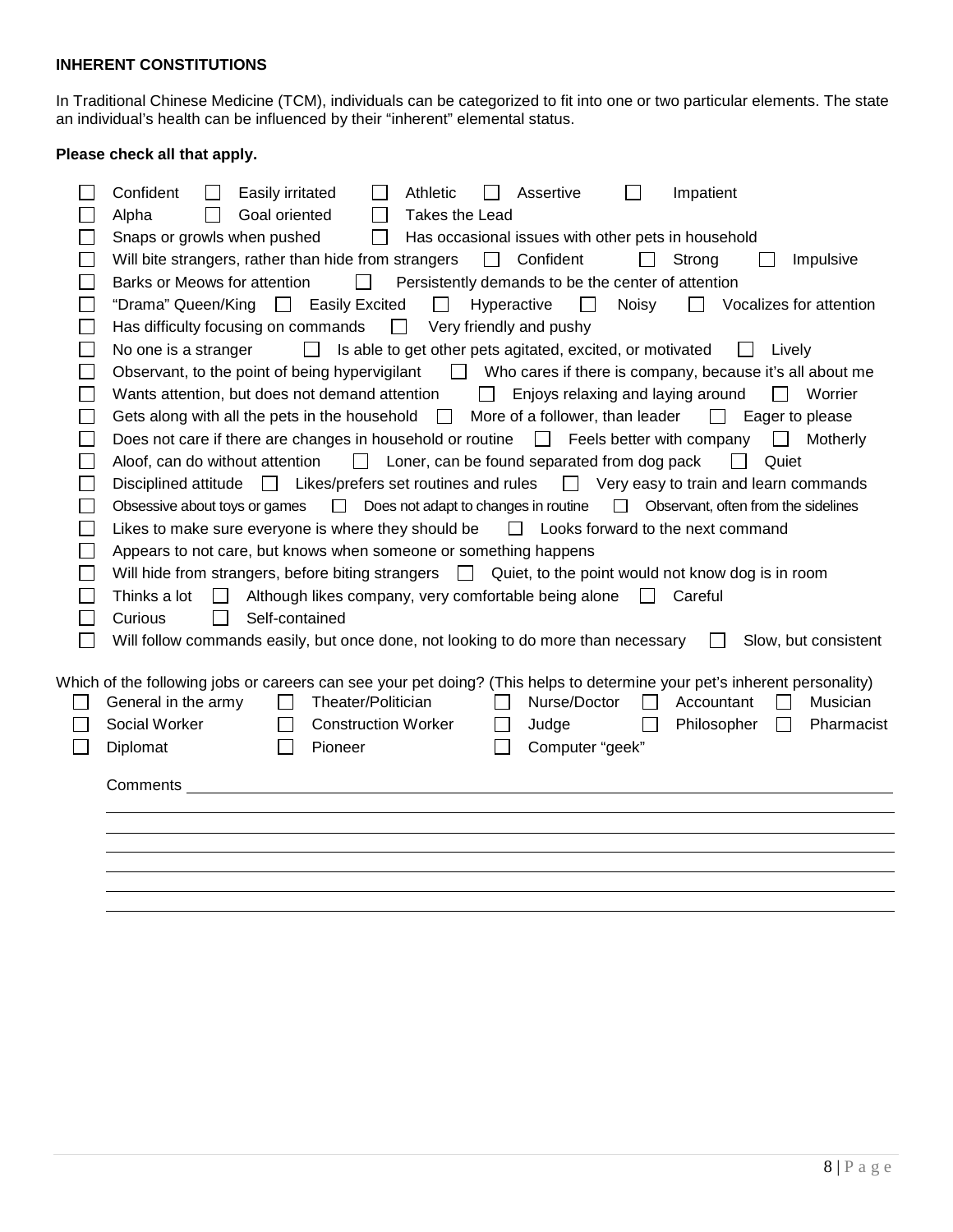**INHERENT CONSTITUTIONS**

In Traditional Chinese Medicine (TCM), individuals can be categorized to fit into one or two particular elements. The state an individual's health can be influenced by their "inherent" elemental status.

**Please check all that apply.**

- ☐ Confident ☐ Easily irritated ☐ Athletic ☐ Assertive ☐ Impatient
- ☐ Alpha ☐ Goal oriented ☐ Takes the Lead
- ☐ Snaps or growls when pushed ☐ Has occasional issues with other pets in household
- ☐ Will bite strangers, rather than hide from strangers ☐ Confident ☐ Strong ☐ Impulsive
- ☐ Barks or Meows for attention ☐ Persistently demands to be the center of attention
- ☐ "Drama" Queen/King ☐ Easily Excited ☐ Hyperactive ☐ Noisy ☐ Vocalizes for attention
- ☐ Has difficulty focusing on commands ☐ Very friendly and pushy
- ☐ No one is a stranger ☐ Is able to get other pets agitated, excited, or motivated ☐ Lively
- ☐ Observant, to the point of being hypervigilant ☐ Who cares if there is company, because it's all about me
- ☐ Wants attention, but does not demand attention ☐ Enjoys relaxing and laying around ☐ Worrier
- ☐ Gets along with all the pets in the household ☐ More of a follower, than leader ☐ Eager to please
- ☐ Does not care if there are changes in household or routine ☐ Feels better with company ☐ Motherly
- ☐ Aloof, can do without attention ☐ Loner, can be found separated from dog pack ☐ Quiet
- ☐ Disciplined attitude ☐ Likes/prefers set routines and rules ☐ Very easy to train and learn commands
- ☐ Obsessive about toys or games ☐ Does not adapt to changes in routine ☐ Observant, often from the sidelines
- ☐ Likes to make sure everyone is where they should be ☐ Looks forward to the next command
- ☐ Appears to not care, but knows when someone or something happens
- ☐ Will hide from strangers, before biting strangers ☐ Quiet, to the point would not know dog is in room
- ☐ Thinks a lot ☐ Although likes company, very comfortable being alone ☐ Careful
- ☐ Curious ☐ Self-contained
- ☐ Will follow commands easily, but once done, not looking to do more than necessary ☐ Slow, but consistent

Which of the following jobs or careers can see your pet doing? (This helps to determine your pet's inherent personality)

- ☐ General in the army ☐ Theater/Politician ☐ Nurse/Doctor ☐ Accountant ☐ Musician
- ☐ Social Worker ☐ Construction Worker ☐ Judge ☐ Philosopher ☐ Pharmacist
- ☐ Diplomat ☐ Pioneer ☐ Computer "geek"

Comments ____________________________________________________________

____________________________________________________________

____________________________________________________________

____________________________________________________________

____________________________________________________________

____________________________________________________________

____________________________________________________________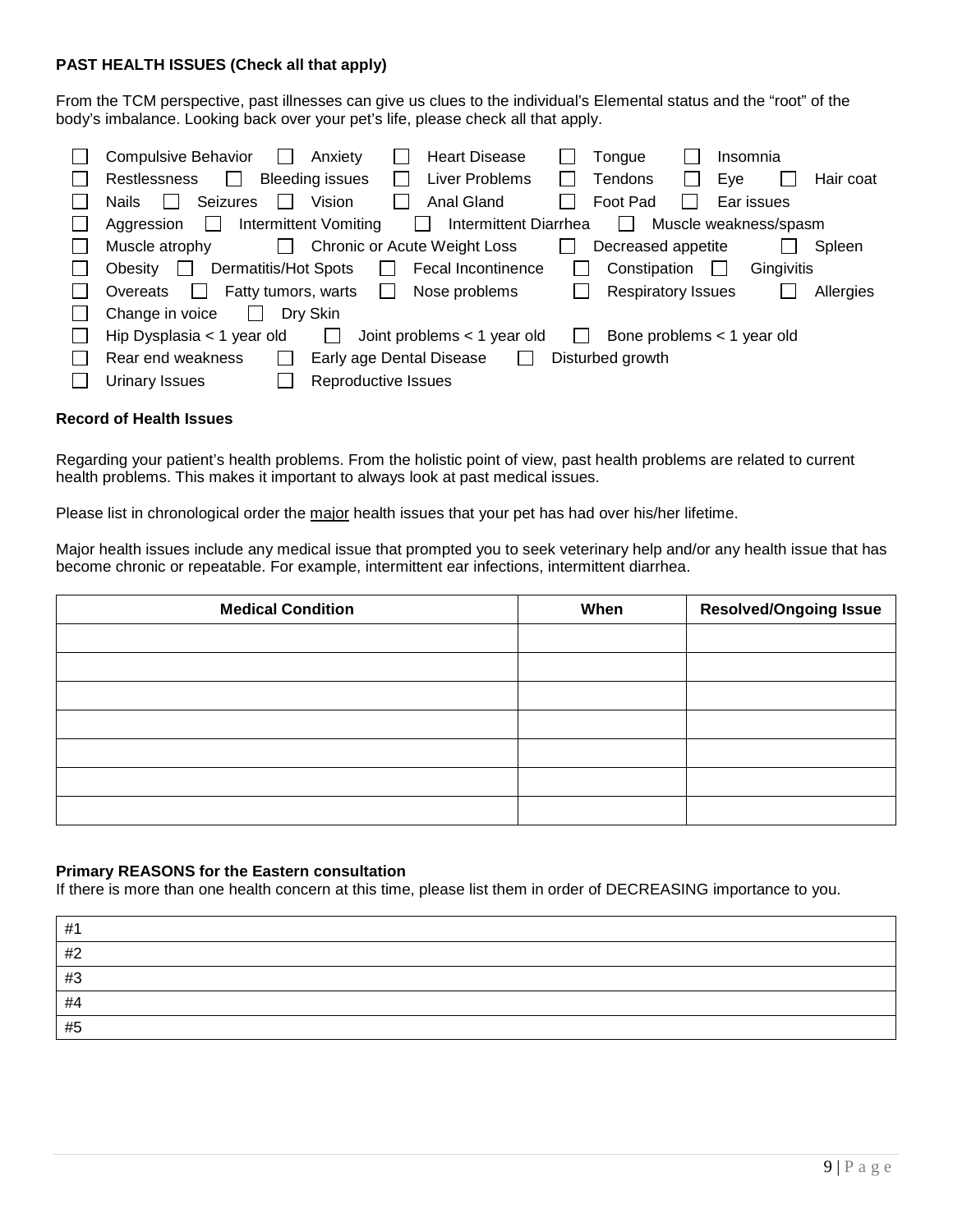**PAST HEALTH ISSUES (Check all that apply)**

From the TCM perspective, past illnesses can give us clues to the individual's Elemental status and the "root" of the body's imbalance. Looking back over your pet's life, please check all that apply.

☐ Compulsive Behavior ☐ Anxiety ☐ Heart Disease ☐ Tongue ☐ Insomnia
☐ Restlessness ☐ Bleeding issues ☐ Liver Problems ☐ Tendons ☐ Eye ☐ Hair coat
☐ Nails ☐ Seizures ☐ Vision ☐ Anal Gland ☐ Foot Pad ☐ Ear issues
☐ Aggression ☐ Intermittent Vomiting ☐ Intermittent Diarrhea ☐ Muscle weakness/spasm
☐ Muscle atrophy ☐ Chronic or Acute Weight Loss ☐ Decreased appetite ☐ Spleen
☐ Obesity ☐ Dermatitis/Hot Spots ☐ Fecal Incontinence ☐ Constipation ☐ Gingivitis
☐ Overeats ☐ Fatty tumors, warts ☐ Nose problems ☐ Respiratory Issues ☐ Allergies
☐ Change in voice ☐ Dry Skin
☐ Hip Dysplasia < 1 year old ☐ Joint problems < 1 year old ☐ Bone problems < 1 year old
☐ Rear end weakness ☐ Early age Dental Disease ☐ Disturbed growth
☐ Urinary Issues ☐ Reproductive Issues

**Record of Health Issues**

Regarding your patient's health problems. From the holistic point of view, past health problems are related to current health problems. This makes it important to always look at past medical issues.

Please list in chronological order the major health issues that your pet has had over his/her lifetime.

Major health issues include any medical issue that prompted you to seek veterinary help and/or any health issue that has become chronic or repeatable. For example, intermittent ear infections, intermittent diarrhea.

| Medical Condition | When | Resolved/Ongoing Issue |
|---|---|---|
| | | |
| | | |
| | | |
| | | |
| | | |
| | | |
| | | |

**Primary REASONS for the Eastern consultation**
If there is more than one health concern at this time, please list them in order of DECREASING importance to you.

| |
|---|
| #1 |
| #2 |
| #3 |
| #4 |
| #5 |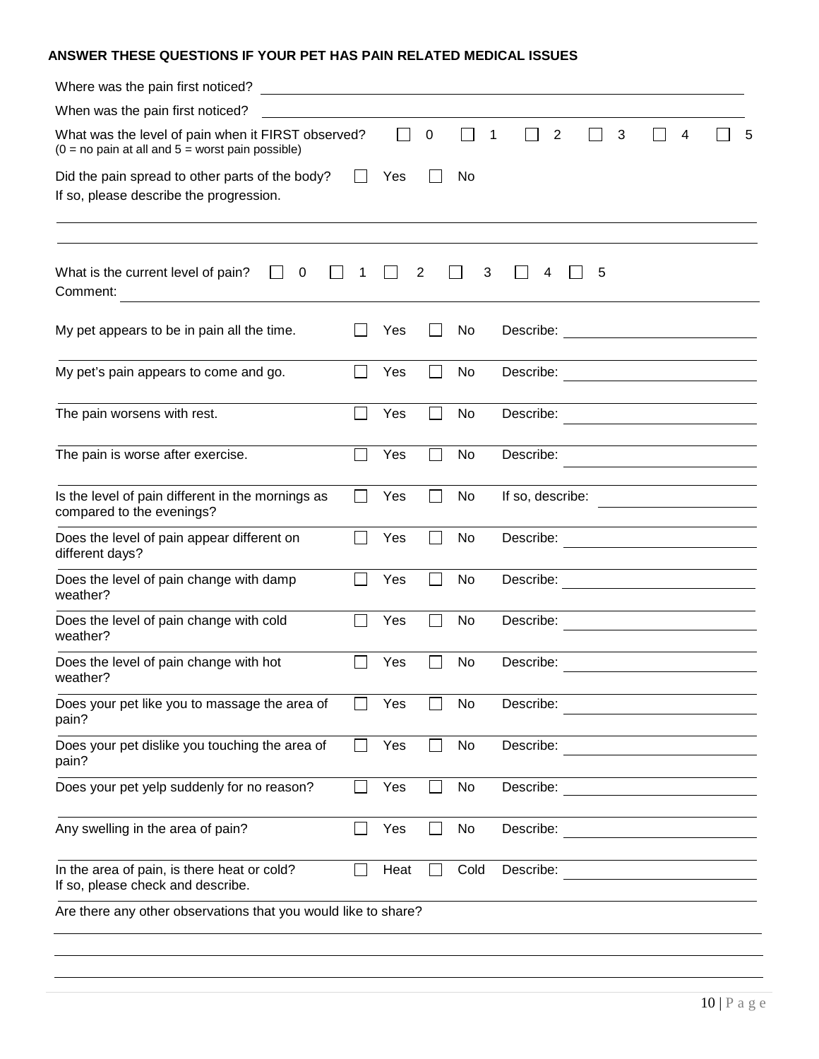**ANSWER THESE QUESTIONS IF YOUR PET HAS PAIN RELATED MEDICAL ISSUES**

Where was the pain first noticed? ______________________________

When was the pain first noticed? ______________________________

What was the level of pain when it FIRST observed? ☐ 0 ☐ 1 ☐ 2 ☐ 3 ☐ 4 ☐ 5
(0 = no pain at all and 5 = worst pain possible)

Did the pain spread to other parts of the body? ☐ Yes ☐ No
If so, please describe the progression.

______________________________

______________________________

What is the current level of pain? ☐ 0 ☐ 1 ☐ 2 ☐ 3 ☐ 4 ☐ 5
Comment: ______________________________

| Question | | | |
|---|---|---|---|
| My pet appears to be in pain all the time. | ☐ Yes | ☐ No | Describe: |
| My pet's pain appears to come and go. | ☐ Yes | ☐ No | Describe: |
| The pain worsens with rest. | ☐ Yes | ☐ No | Describe: |
| The pain is worse after exercise. | ☐ Yes | ☐ No | Describe: |
| Is the level of pain different in the mornings as compared to the evenings? | ☐ Yes | ☐ No | If so, describe: |
| Does the level of pain appear different on different days? | ☐ Yes | ☐ No | Describe: |
| Does the level of pain change with damp weather? | ☐ Yes | ☐ No | Describe: |
| Does the level of pain change with cold weather? | ☐ Yes | ☐ No | Describe: |
| Does the level of pain change with hot weather? | ☐ Yes | ☐ No | Describe: |
| Does your pet like you to massage the area of pain? | ☐ Yes | ☐ No | Describe: |
| Does your pet dislike you touching the area of pain? | ☐ Yes | ☐ No | Describe: |
| Does your pet yelp suddenly for no reason? | ☐ Yes | ☐ No | Describe: |
| Any swelling in the area of pain? | ☐ Yes | ☐ No | Describe: |
| In the area of pain, is there heat or cold? If so, please check and describe. | ☐ Heat | ☐ Cold | Describe: |

Are there any other observations that you would like to share?

______________________________

______________________________

______________________________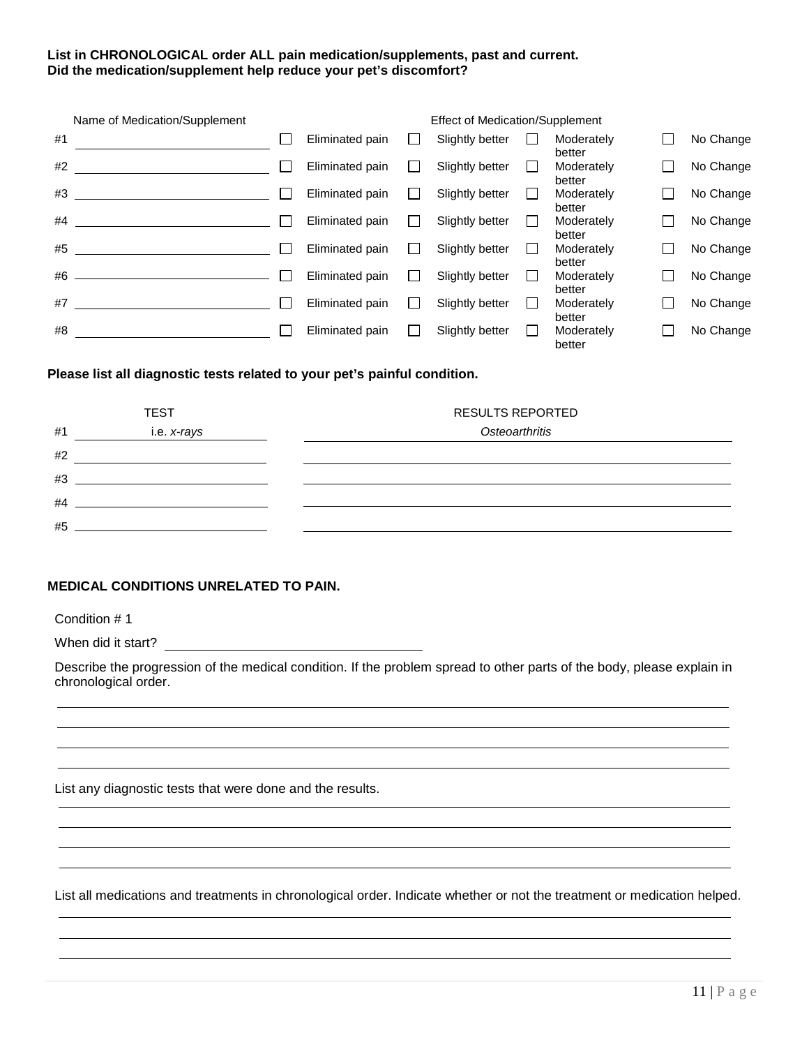**List in CHRONOLOGICAL order ALL pain medication/supplements, past and current.**
**Did the medication/supplement help reduce your pet's discomfort?**

| | Name of Medication/Supplement | Effect of Medication/Supplement | | | |
|---|---|---|---|---|---|
| #1 | | ☐ Eliminated pain | ☐ Slightly better | ☐ Moderately better | ☐ No Change |
| #2 | | ☐ Eliminated pain | ☐ Slightly better | ☐ Moderately better | ☐ No Change |
| #3 | | ☐ Eliminated pain | ☐ Slightly better | ☐ Moderately better | ☐ No Change |
| #4 | | ☐ Eliminated pain | ☐ Slightly better | ☐ Moderately better | ☐ No Change |
| #5 | | ☐ Eliminated pain | ☐ Slightly better | ☐ Moderately better | ☐ No Change |
| #6 | | ☐ Eliminated pain | ☐ Slightly better | ☐ Moderately better | ☐ No Change |
| #7 | | ☐ Eliminated pain | ☐ Slightly better | ☐ Moderately better | ☐ No Change |
| #8 | | ☐ Eliminated pain | ☐ Slightly better | ☐ Moderately better | ☐ No Change |

**Please list all diagnostic tests related to your pet's painful condition.**

| | TEST | RESULTS REPORTED |
|---|---|---|
| #1 | i.e. *x-rays* | *Osteoarthritis* |
| #2 | | |
| #3 | | |
| #4 | | |
| #5 | | |

**MEDICAL CONDITIONS UNRELATED TO PAIN.**

Condition # 1

When did it start? ______________________________

Describe the progression of the medical condition. If the problem spread to other parts of the body, please explain in chronological order.

________________________________________________________________________________

________________________________________________________________________________

________________________________________________________________________________

________________________________________________________________________________

List any diagnostic tests that were done and the results.

________________________________________________________________________________

________________________________________________________________________________

________________________________________________________________________________

________________________________________________________________________________

List all medications and treatments in chronological order. Indicate whether or not the treatment or medication helped.

________________________________________________________________________________

________________________________________________________________________________

________________________________________________________________________________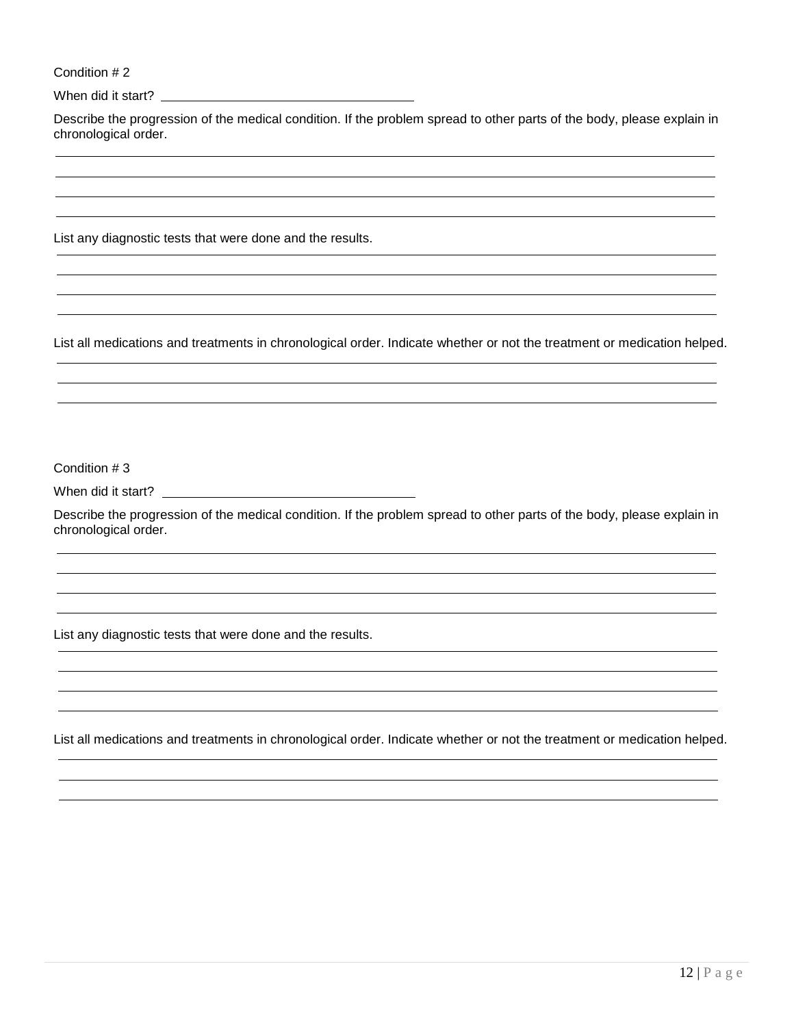Condition # 2

When did it start? ____________________________________

Describe the progression of the medical condition. If the problem spread to other parts of the body, please explain in chronological order.

______________________________________________________________________________________________
______________________________________________________________________________________________
______________________________________________________________________________________________
______________________________________________________________________________________________

List any diagnostic tests that were done and the results.

______________________________________________________________________________________________
______________________________________________________________________________________________
______________________________________________________________________________________________
______________________________________________________________________________________________

List all medications and treatments in chronological order. Indicate whether or not the treatment or medication helped.

______________________________________________________________________________________________
______________________________________________________________________________________________
______________________________________________________________________________________________

Condition # 3

When did it start? ____________________________________

Describe the progression of the medical condition. If the problem spread to other parts of the body, please explain in chronological order.

______________________________________________________________________________________________
______________________________________________________________________________________________
______________________________________________________________________________________________
______________________________________________________________________________________________

List any diagnostic tests that were done and the results.

______________________________________________________________________________________________
______________________________________________________________________________________________
______________________________________________________________________________________________
______________________________________________________________________________________________

List all medications and treatments in chronological order. Indicate whether or not the treatment or medication helped.

______________________________________________________________________________________________
______________________________________________________________________________________________
______________________________________________________________________________________________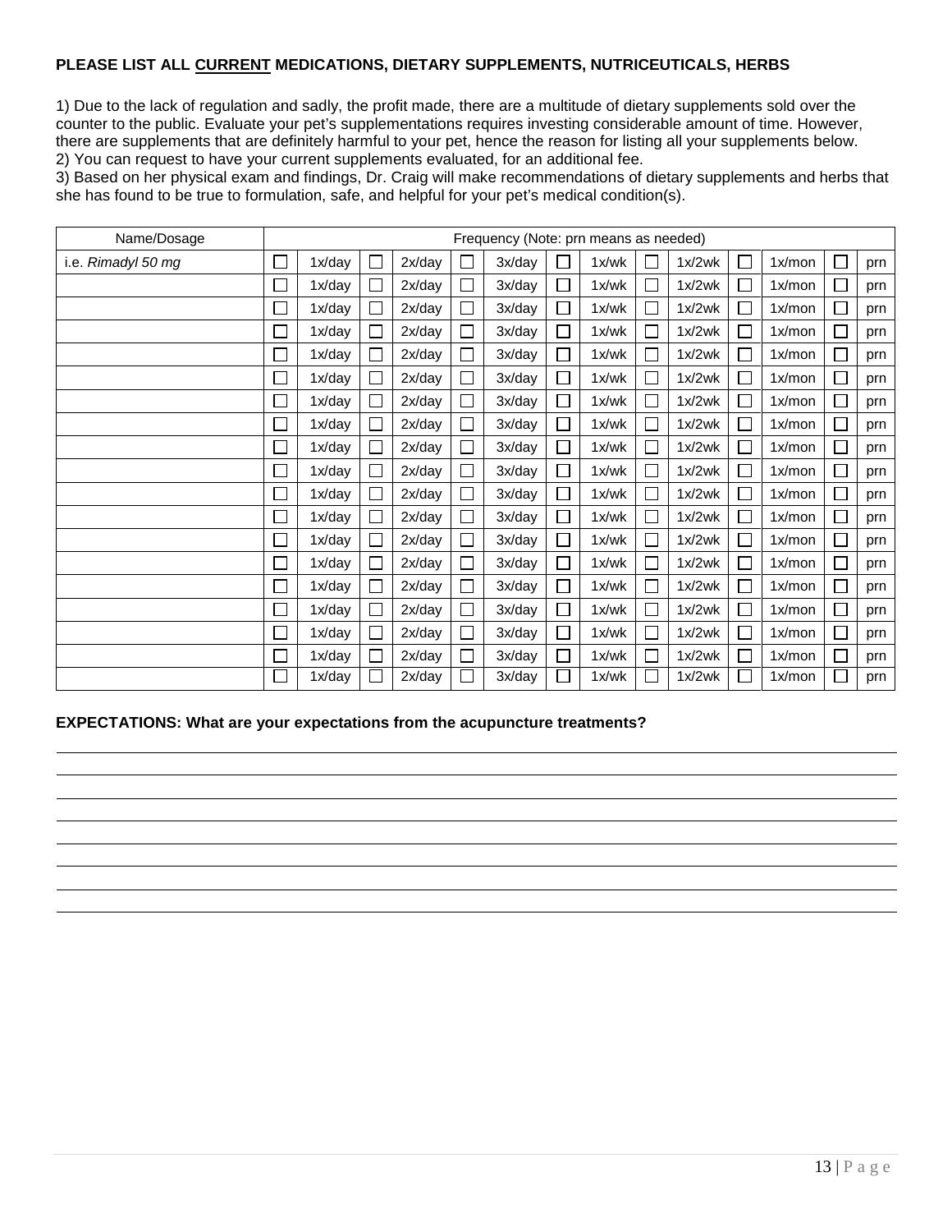**PLEASE LIST ALL <u>CURRENT</u> MEDICATIONS, DIETARY SUPPLEMENTS, NUTRICEUTICALS, HERBS**

1) Due to the lack of regulation and sadly, the profit made, there are a multitude of dietary supplements sold over the counter to the public. Evaluate your pet's supplementations requires investing considerable amount of time. However, there are supplements that are definitely harmful to your pet, hence the reason for listing all your supplements below.
2) You can request to have your current supplements evaluated, for an additional fee.
3) Based on her physical exam and findings, Dr. Craig will make recommendations of dietary supplements and herbs that she has found to be true to formulation, safe, and helpful for your pet's medical condition(s).

| Name/Dosage | Frequency (Note: prn means as needed) | | | | | | |
|---|---|---|---|---|---|---|---|
| i.e. *Rimadyl 50 mg* | ☐ 1x/day | ☐ 2x/day | ☐ 3x/day | ☐ 1x/wk | ☐ 1x/2wk | ☐ 1x/mon | ☐ prn |
| | ☐ 1x/day | ☐ 2x/day | ☐ 3x/day | ☐ 1x/wk | ☐ 1x/2wk | ☐ 1x/mon | ☐ prn |
| | ☐ 1x/day | ☐ 2x/day | ☐ 3x/day | ☐ 1x/wk | ☐ 1x/2wk | ☐ 1x/mon | ☐ prn |
| | ☐ 1x/day | ☐ 2x/day | ☐ 3x/day | ☐ 1x/wk | ☐ 1x/2wk | ☐ 1x/mon | ☐ prn |
| | ☐ 1x/day | ☐ 2x/day | ☐ 3x/day | ☐ 1x/wk | ☐ 1x/2wk | ☐ 1x/mon | ☐ prn |
| | ☐ 1x/day | ☐ 2x/day | ☐ 3x/day | ☐ 1x/wk | ☐ 1x/2wk | ☐ 1x/mon | ☐ prn |
| | ☐ 1x/day | ☐ 2x/day | ☐ 3x/day | ☐ 1x/wk | ☐ 1x/2wk | ☐ 1x/mon | ☐ prn |
| | ☐ 1x/day | ☐ 2x/day | ☐ 3x/day | ☐ 1x/wk | ☐ 1x/2wk | ☐ 1x/mon | ☐ prn |
| | ☐ 1x/day | ☐ 2x/day | ☐ 3x/day | ☐ 1x/wk | ☐ 1x/2wk | ☐ 1x/mon | ☐ prn |
| | ☐ 1x/day | ☐ 2x/day | ☐ 3x/day | ☐ 1x/wk | ☐ 1x/2wk | ☐ 1x/mon | ☐ prn |
| | ☐ 1x/day | ☐ 2x/day | ☐ 3x/day | ☐ 1x/wk | ☐ 1x/2wk | ☐ 1x/mon | ☐ prn |
| | ☐ 1x/day | ☐ 2x/day | ☐ 3x/day | ☐ 1x/wk | ☐ 1x/2wk | ☐ 1x/mon | ☐ prn |
| | ☐ 1x/day | ☐ 2x/day | ☐ 3x/day | ☐ 1x/wk | ☐ 1x/2wk | ☐ 1x/mon | ☐ prn |
| | ☐ 1x/day | ☐ 2x/day | ☐ 3x/day | ☐ 1x/wk | ☐ 1x/2wk | ☐ 1x/mon | ☐ prn |
| | ☐ 1x/day | ☐ 2x/day | ☐ 3x/day | ☐ 1x/wk | ☐ 1x/2wk | ☐ 1x/mon | ☐ prn |
| | ☐ 1x/day | ☐ 2x/day | ☐ 3x/day | ☐ 1x/wk | ☐ 1x/2wk | ☐ 1x/mon | ☐ prn |
| | ☐ 1x/day | ☐ 2x/day | ☐ 3x/day | ☐ 1x/wk | ☐ 1x/2wk | ☐ 1x/mon | ☐ prn |
| | ☐ 1x/day | ☐ 2x/day | ☐ 3x/day | ☐ 1x/wk | ☐ 1x/2wk | ☐ 1x/mon | ☐ prn |
| | ☐ 1x/day | ☐ 2x/day | ☐ 3x/day | ☐ 1x/wk | ☐ 1x/2wk | ☐ 1x/mon | ☐ prn |

**EXPECTATIONS: What are your expectations from the acupuncture treatments?**

______________________________________________________________________________

______________________________________________________________________________

______________________________________________________________________________

______________________________________________________________________________

______________________________________________________________________________

______________________________________________________________________________

______________________________________________________________________________

______________________________________________________________________________